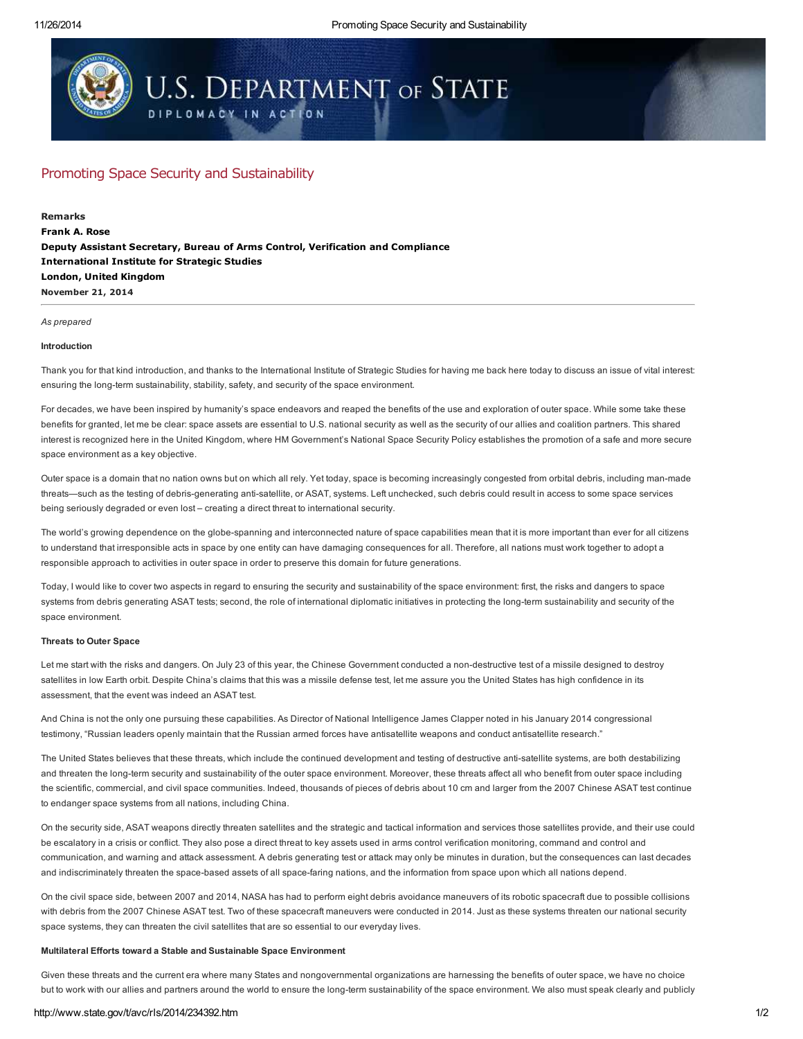# Promoting Space Security and Sustainability

**Remarks**
**Frank A. Rose**
**Deputy Assistant Secretary, Bureau of Arms Control, Verification and Compliance**
**International Institute for Strategic Studies**
**London, United Kingdom**
**November 21, 2014**

---

*As prepared*

#### Introduction

Thank you for that kind introduction, and thanks to the International Institute of Strategic Studies for having me back here today to discuss an issue of vital interest: ensuring the long-term sustainability, stability, safety, and security of the space environment.

For decades, we have been inspired by humanity's space endeavors and reaped the benefits of the use and exploration of outer space. While some take these benefits for granted, let me be clear: space assets are essential to U.S. national security as well as the security of our allies and coalition partners. This shared interest is recognized here in the United Kingdom, where HM Government's National Space Security Policy establishes the promotion of a safe and more secure space environment as a key objective.

Outer space is a domain that no nation owns but on which all rely. Yet today, space is becoming increasingly congested from orbital debris, including man-made threats—such as the testing of debris-generating anti-satellite, or ASAT, systems. Left unchecked, such debris could result in access to some space services being seriously degraded or even lost – creating a direct threat to international security.

The world's growing dependence on the globe-spanning and interconnected nature of space capabilities mean that it is more important than ever for all citizens to understand that irresponsible acts in space by one entity can have damaging consequences for all. Therefore, all nations must work together to adopt a responsible approach to activities in outer space in order to preserve this domain for future generations.

Today, I would like to cover two aspects in regard to ensuring the security and sustainability of the space environment: first, the risks and dangers to space systems from debris generating ASAT tests; second, the role of international diplomatic initiatives in protecting the long-term sustainability and security of the space environment.

#### Threats to Outer Space

Let me start with the risks and dangers. On July 23 of this year, the Chinese Government conducted a non-destructive test of a missile designed to destroy satellites in low Earth orbit. Despite China's claims that this was a missile defense test, let me assure you the United States has high confidence in its assessment, that the event was indeed an ASAT test.

And China is not the only one pursuing these capabilities. As Director of National Intelligence James Clapper noted in his January 2014 congressional testimony, "Russian leaders openly maintain that the Russian armed forces have antisatellite weapons and conduct antisatellite research."

The United States believes that these threats, which include the continued development and testing of destructive anti-satellite systems, are both destabilizing and threaten the long-term security and sustainability of the outer space environment. Moreover, these threats affect all who benefit from outer space including the scientific, commercial, and civil space communities. Indeed, thousands of pieces of debris about 10 cm and larger from the 2007 Chinese ASAT test continue to endanger space systems from all nations, including China.

On the security side, ASAT weapons directly threaten satellites and the strategic and tactical information and services those satellites provide, and their use could be escalatory in a crisis or conflict. They also pose a direct threat to key assets used in arms control verification monitoring, command and control and communication, and warning and attack assessment. A debris generating test or attack may only be minutes in duration, but the consequences can last decades and indiscriminately threaten the space-based assets of all space-faring nations, and the information from space upon which all nations depend.

On the civil space side, between 2007 and 2014, NASA has had to perform eight debris avoidance maneuvers of its robotic spacecraft due to possible collisions with debris from the 2007 Chinese ASAT test. Two of these spacecraft maneuvers were conducted in 2014. Just as these systems threaten our national security space systems, they can threaten the civil satellites that are so essential to our everyday lives.

#### Multilateral Efforts toward a Stable and Sustainable Space Environment

Given these threats and the current era where many States and nongovernmental organizations are harnessing the benefits of outer space, we have no choice but to work with our allies and partners around the world to ensure the long-term sustainability of the space environment. We also must speak clearly and publicly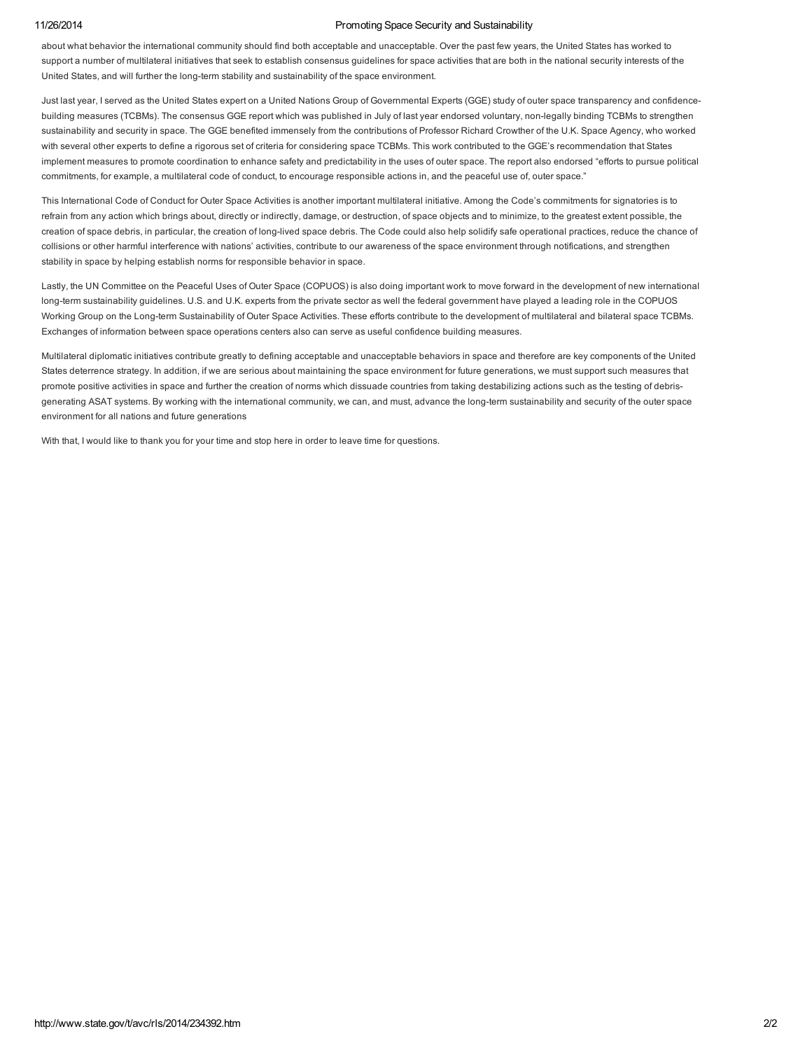about what behavior the international community should find both acceptable and unacceptable. Over the past few years, the United States has worked to support a number of multilateral initiatives that seek to establish consensus guidelines for space activities that are both in the national security interests of the United States, and will further the long-term stability and sustainability of the space environment.

Just last year, I served as the United States expert on a United Nations Group of Governmental Experts (GGE) study of outer space transparency and confidence-building measures (TCBMs). The consensus GGE report which was published in July of last year endorsed voluntary, non-legally binding TCBMs to strengthen sustainability and security in space. The GGE benefited immensely from the contributions of Professor Richard Crowther of the U.K. Space Agency, who worked with several other experts to define a rigorous set of criteria for considering space TCBMs. This work contributed to the GGE's recommendation that States implement measures to promote coordination to enhance safety and predictability in the uses of outer space. The report also endorsed "efforts to pursue political commitments, for example, a multilateral code of conduct, to encourage responsible actions in, and the peaceful use of, outer space."

This International Code of Conduct for Outer Space Activities is another important multilateral initiative. Among the Code's commitments for signatories is to refrain from any action which brings about, directly or indirectly, damage, or destruction, of space objects and to minimize, to the greatest extent possible, the creation of space debris, in particular, the creation of long-lived space debris. The Code could also help solidify safe operational practices, reduce the chance of collisions or other harmful interference with nations' activities, contribute to our awareness of the space environment through notifications, and strengthen stability in space by helping establish norms for responsible behavior in space.

Lastly, the UN Committee on the Peaceful Uses of Outer Space (COPUOS) is also doing important work to move forward in the development of new international long-term sustainability guidelines. U.S. and U.K. experts from the private sector as well the federal government have played a leading role in the COPUOS Working Group on the Long-term Sustainability of Outer Space Activities. These efforts contribute to the development of multilateral and bilateral space TCBMs. Exchanges of information between space operations centers also can serve as useful confidence building measures.

Multilateral diplomatic initiatives contribute greatly to defining acceptable and unacceptable behaviors in space and therefore are key components of the United States deterrence strategy. In addition, if we are serious about maintaining the space environment for future generations, we must support such measures that promote positive activities in space and further the creation of norms which dissuade countries from taking destabilizing actions such as the testing of debris-generating ASAT systems. By working with the international community, we can, and must, advance the long-term sustainability and security of the outer space environment for all nations and future generations

With that, I would like to thank you for your time and stop here in order to leave time for questions.